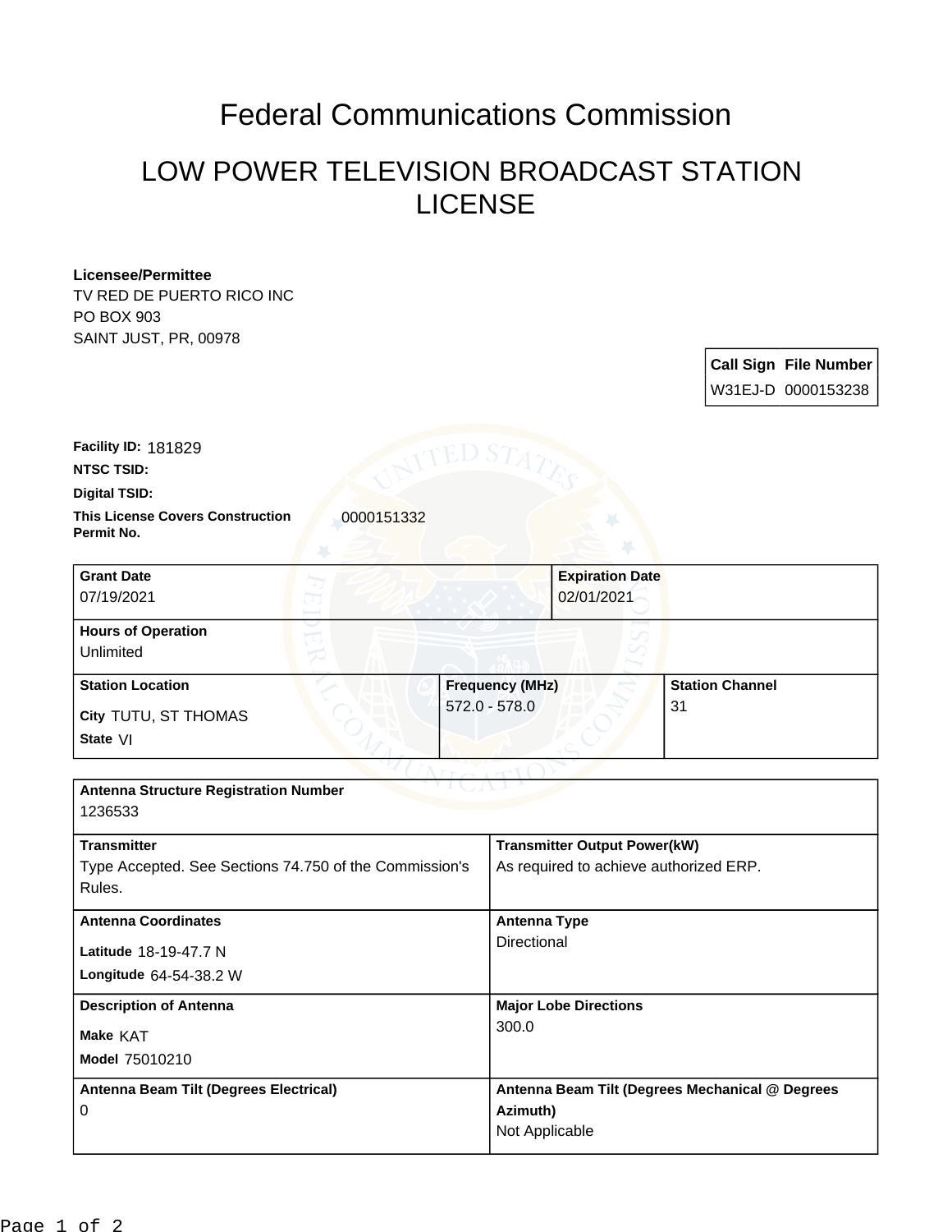# Federal Communications Commission

## LOW POWER TELEVISION BROADCAST STATION LICENSE

**Licensee/Permittee**
TV RED DE PUERTO RICO INC
PO BOX 903
SAINT JUST, PR, 00978

| Call Sign | File Number |
|---|---|
| W31EJ-D | 0000153238 |

**Facility ID:** 181829

**NTSC TSID:**

**Digital TSID:**

**This License Covers Construction Permit No.** 0000151332

| Grant Date | Expiration Date |
|---|---|
| 07/19/2021 | 02/01/2021 |

**Hours of Operation**
Unlimited

| Station Location | Frequency (MHz) | Station Channel |
|---|---|---|
| City TUTU, ST THOMAS<br>State VI | 572.0 - 578.0 | 31 |

**Antenna Structure Registration Number**
1236533

| Transmitter | Transmitter Output Power(kW) |
|---|---|
| Type Accepted. See Sections 74.750 of the Commission's Rules. | As required to achieve authorized ERP. |

| Antenna Coordinates | Antenna Type |
|---|---|
| Latitude 18-19-47.7 N<br>Longitude 64-54-38.2 W | Directional |

| Description of Antenna | Major Lobe Directions |
|---|---|
| Make KAT<br>Model 75010210 | 300.0 |

| Antenna Beam Tilt (Degrees Electrical) | Antenna Beam Tilt (Degrees Mechanical @ Degrees Azimuth) |
|---|---|
| 0 | Not Applicable |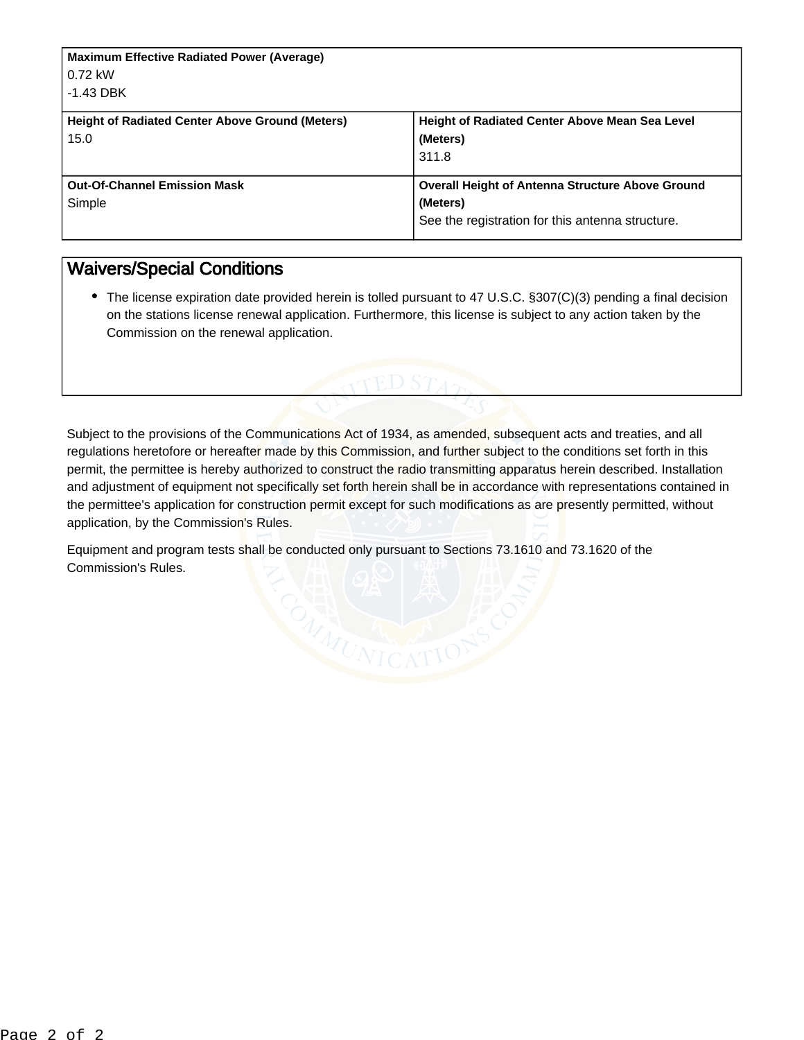| | |
|---|---|
| **Maximum Effective Radiated Power (Average)**<br>0.72 kW<br>-1.43 DBK | |
| **Height of Radiated Center Above Ground (Meters)**<br>15.0 | **Height of Radiated Center Above Mean Sea Level (Meters)**<br>311.8 |
| **Out-Of-Channel Emission Mask**<br>Simple | **Overall Height of Antenna Structure Above Ground (Meters)**<br>See the registration for this antenna structure. |

## Waivers/Special Conditions

- The license expiration date provided herein is tolled pursuant to 47 U.S.C. §307(C)(3) pending a final decision on the stations license renewal application. Furthermore, this license is subject to any action taken by the Commission on the renewal application.

Subject to the provisions of the Communications Act of 1934, as amended, subsequent acts and treaties, and all regulations heretofore or hereafter made by this Commission, and further subject to the conditions set forth in this permit, the permittee is hereby authorized to construct the radio transmitting apparatus herein described. Installation and adjustment of equipment not specifically set forth herein shall be in accordance with representations contained in the permittee's application for construction permit except for such modifications as are presently permitted, without application, by the Commission's Rules.

Equipment and program tests shall be conducted only pursuant to Sections 73.1610 and 73.1620 of the Commission's Rules.